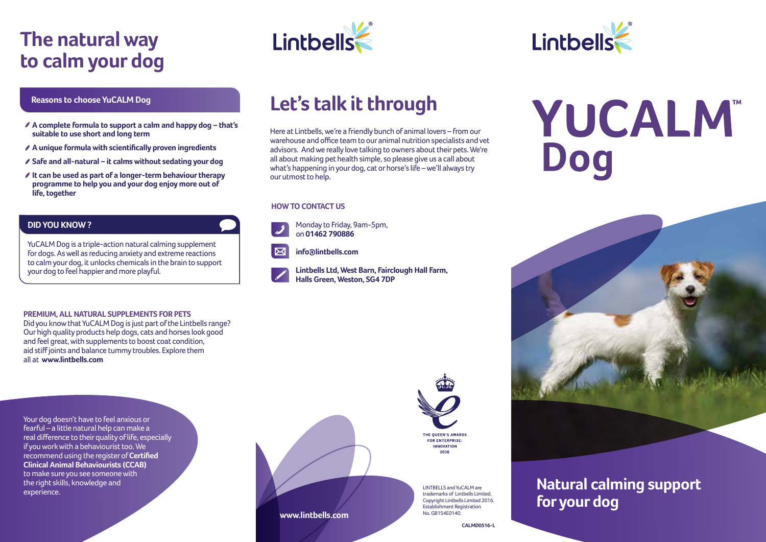# The natural way to calm your dog

## Reasons to choose YuCALM Dog

- A complete formula to support a calm and happy dog – that's suitable to use short and long term
- A unique formula with scientifically proven ingredients
- Safe and all-natural – it calms without sedating your dog
- It can be used as part of a longer-term behaviour therapy programme to help you and your dog enjoy more out of life, together

## DID YOU KNOW ?

YuCALM Dog is a triple-action natural calming supplement for dogs. As well as reducing anxiety and extreme reactions to calm your dog, it unlocks chemicals in the brain to support your dog to feel happier and more playful.

**PREMIUM, ALL NATURAL SUPPLEMENTS FOR PETS**

Did you know that YuCALM Dog is just part of the Lintbells range? Our high quality products help dogs, cats and horses look good and feel great, with supplements to boost coat condition, aid stiff joints and balance tummy troubles. Explore them all at **www.lintbells.com**

Your dog doesn't have to feel anxious or fearful – a little natural help can make a real difference to their quality of life, especially if you work with a behaviourist too. We recommend using the register of **Certified Clinical Animal Behaviourists (CCAB)** to make sure you see someone with the right skills, knowledge and experience.

Lintbells®

# Let's talk it through

Here at Lintbells, we're a friendly bunch of animal lovers – from our warehouse and office team to our animal nutrition specialists and vet advisors. And we really love talking to owners about their pets. We're all about making pet health simple, so please give us a call about what's happening in your dog, cat or horse's life – we'll always try our utmost to help.

**HOW TO CONTACT US**

Monday to Friday, 9am-5pm, on **01462 790886**

**info@lintbells.com**

**Lintbells Ltd, West Barn, Fairclough Hall Farm, Halls Green, Weston, SG4 7DP**

**www.lintbells.com**

THE QUEEN'S AWARDS FOR ENTERPRISE: INNOVATION 2016

LINTBELLS and YuCALM are trademarks of Lintbells Limited. Copyright Lintbells Limited 2016. Establishment Registration No. GB154E0140.

CALMD0516-L

Lintbells®

# YUCALM™ Dog

## Natural calming support for your dog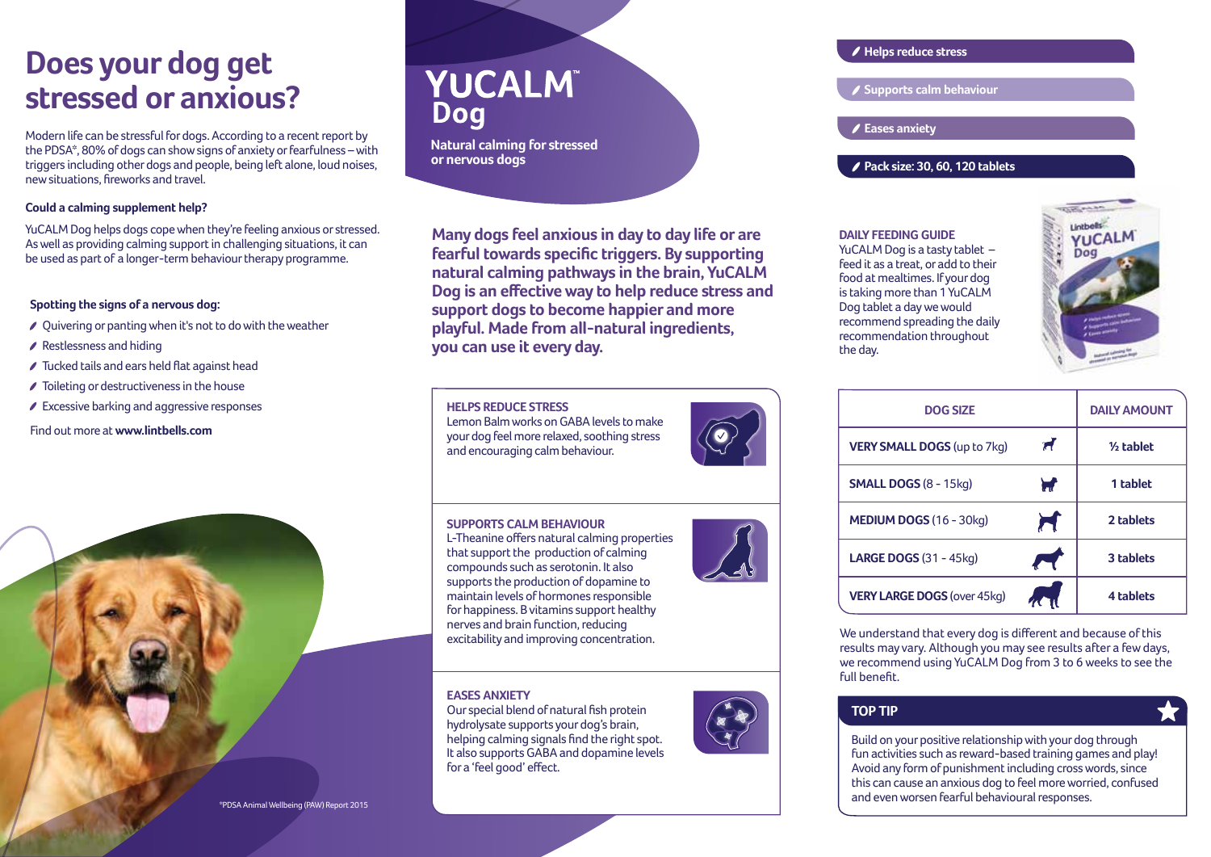# Does your dog get stressed or anxious?

Modern life can be stressful for dogs. According to a recent report by the PDSA*, 80% of dogs can show signs of anxiety or fearfulness – with triggers including other dogs and people, being left alone, loud noises, new situations, fireworks and travel.

**Could a calming supplement help?**

YuCALM Dog helps dogs cope when they're feeling anxious or stressed. As well as providing calming support in challenging situations, it can be used as part of a longer-term behaviour therapy programme.

**Spotting the signs of a nervous dog:**

- Quivering or panting when it's not to do with the weather
- Restlessness and hiding
- Tucked tails and ears held flat against head
- Toileting or destructiveness in the house
- Excessive barking and aggressive responses

Find out more at **www.lintbells.com**

*PDSA Animal Wellbeing (PAW) Report 2015

# YuCALM™ Dog

**Natural calming for stressed or nervous dogs**

**Many dogs feel anxious in day to day life or are fearful towards specific triggers. By supporting natural calming pathways in the brain, YuCALM Dog is an effective way to help reduce stress and support dogs to become happier and more playful. Made from all-natural ingredients, you can use it every day.**

**HELPS REDUCE STRESS**
Lemon Balm works on GABA levels to make your dog feel more relaxed, soothing stress and encouraging calm behaviour.

**SUPPORTS CALM BEHAVIOUR**
L-Theanine offers natural calming properties that support the production of calming compounds such as serotonin. It also supports the production of dopamine to maintain levels of hormones responsible for happiness. B vitamins support healthy nerves and brain function, reducing excitability and improving concentration.

**EASES ANXIETY**
Our special blend of natural fish protein hydrolysate supports your dog's brain, helping calming signals find the right spot. It also supports GABA and dopamine levels for a 'feel good' effect.

- Helps reduce stress
- Supports calm behaviour
- Eases anxiety
- Pack size: 30, 60, 120 tablets

**DAILY FEEDING GUIDE**
YuCALM Dog is a tasty tablet – feed it as a treat, or add to their food at mealtimes. If your dog is taking more than 1 YuCALM Dog tablet a day we would recommend spreading the daily recommendation throughout the day.

| DOG SIZE | DAILY AMOUNT |
|---|---|
| **VERY SMALL DOGS** (up to 7kg) | **½ tablet** |
| **SMALL DOGS** (8 - 15kg) | **1 tablet** |
| **MEDIUM DOGS** (16 - 30kg) | **2 tablets** |
| **LARGE DOGS** (31 - 45kg) | **3 tablets** |
| **VERY LARGE DOGS** (over 45kg) | **4 tablets** |

We understand that every dog is different and because of this results may vary. Although you may see results after a few days, we recommend using YuCALM Dog from 3 to 6 weeks to see the full benefit.

**TOP TIP**

Build on your positive relationship with your dog through fun activities such as reward-based training games and play! Avoid any form of punishment including cross words, since this can cause an anxious dog to feel more worried, confused and even worsen fearful behavioural responses.